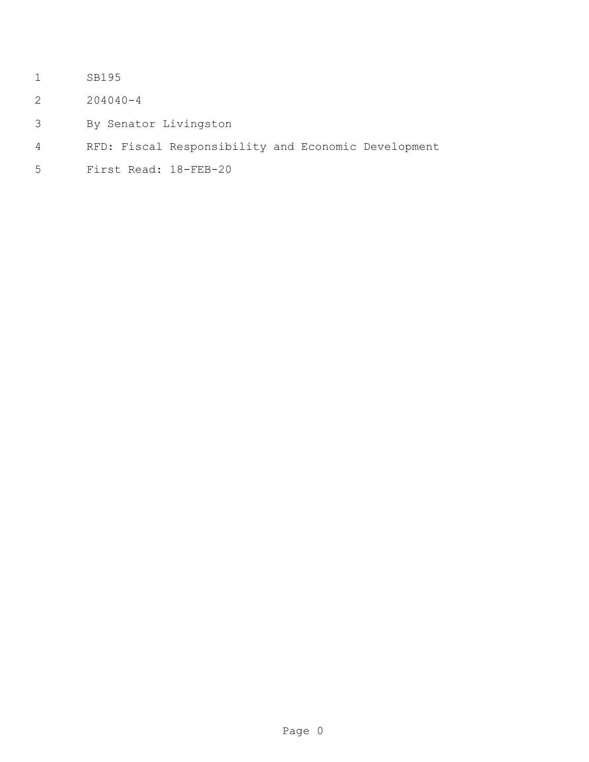SB195

204040-4

By Senator Livingston

RFD: Fiscal Responsibility and Economic Development

First Read: 18-FEB-20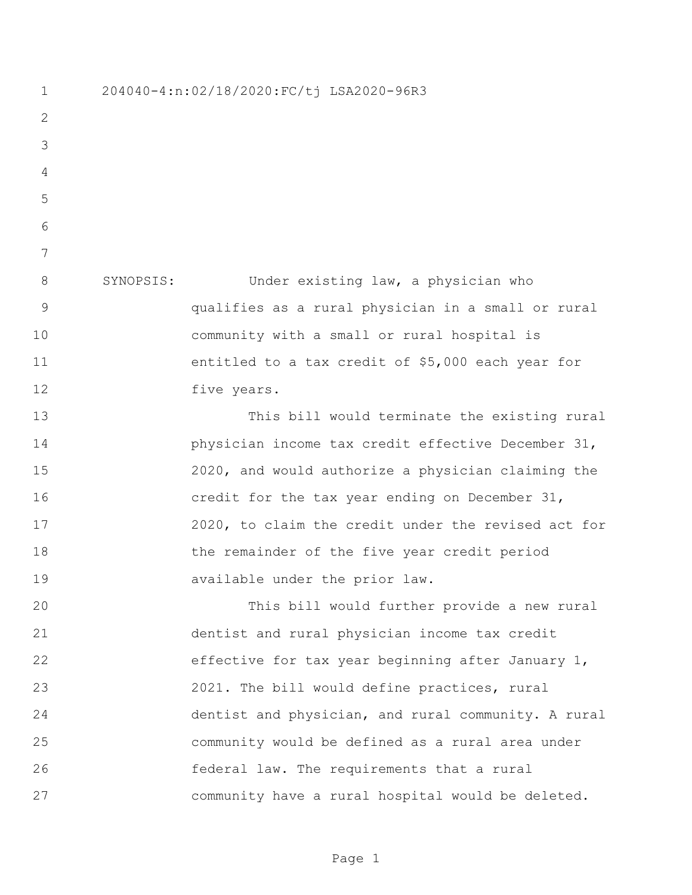204040-4:n:02/18/2020:FC/tj LSA2020-96R3

SYNOPSIS: Under existing law, a physician who qualifies as a rural physician in a small or rural community with a small or rural hospital is entitled to a tax credit of $5,000 each year for five years.

This bill would terminate the existing rural physician income tax credit effective December 31, 2020, and would authorize a physician claiming the credit for the tax year ending on December 31, 2020, to claim the credit under the revised act for the remainder of the five year credit period available under the prior law.

This bill would further provide a new rural dentist and rural physician income tax credit effective for tax year beginning after January 1, 2021. The bill would define practices, rural dentist and physician, and rural community. A rural community would be defined as a rural area under federal law. The requirements that a rural community have a rural hospital would be deleted.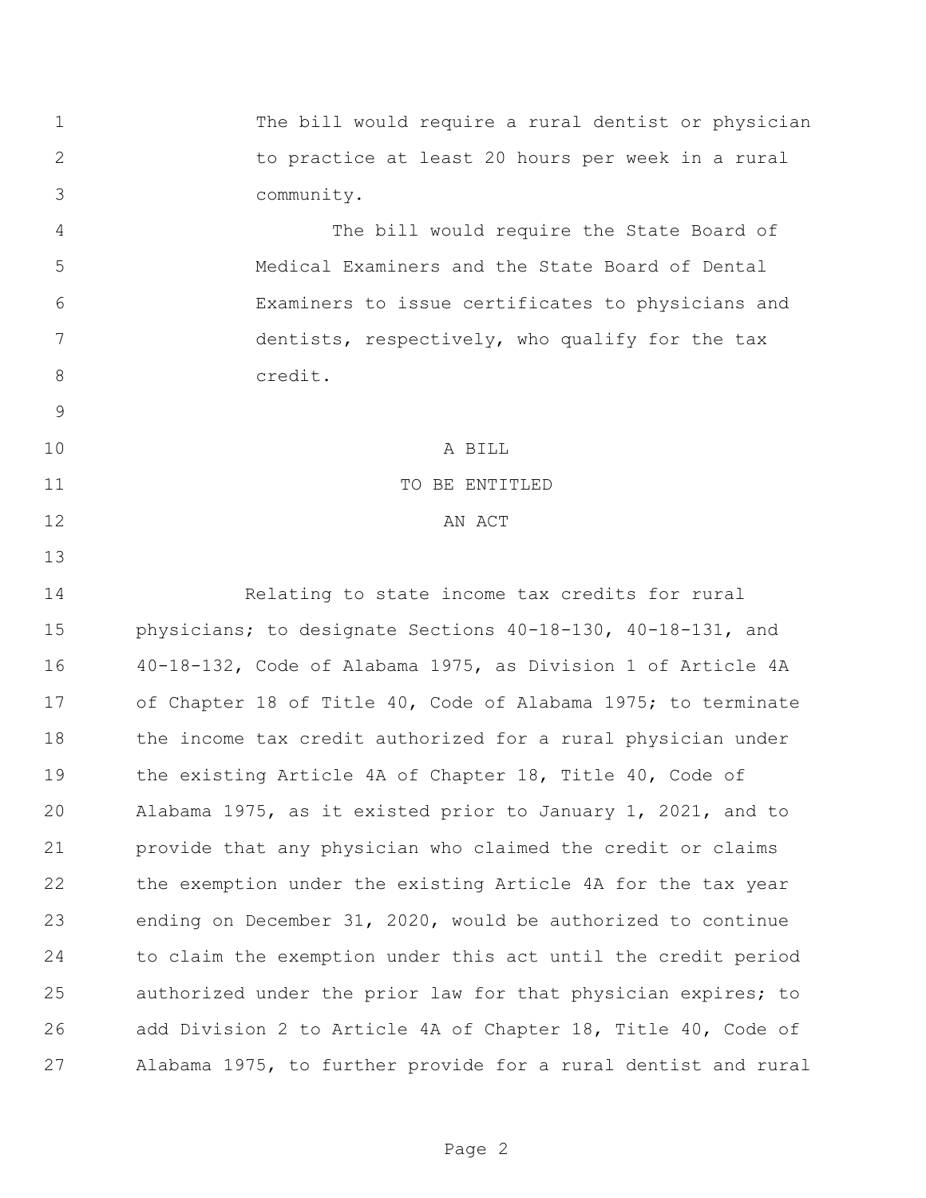The bill would require a rural dentist or physician to practice at least 20 hours per week in a rural community.

The bill would require the State Board of Medical Examiners and the State Board of Dental Examiners to issue certificates to physicians and dentists, respectively, who qualify for the tax credit.

A BILL

TO BE ENTITLED

AN ACT

Relating to state income tax credits for rural physicians; to designate Sections 40-18-130, 40-18-131, and 40-18-132, Code of Alabama 1975, as Division 1 of Article 4A of Chapter 18 of Title 40, Code of Alabama 1975; to terminate the income tax credit authorized for a rural physician under the existing Article 4A of Chapter 18, Title 40, Code of Alabama 1975, as it existed prior to January 1, 2021, and to provide that any physician who claimed the credit or claims the exemption under the existing Article 4A for the tax year ending on December 31, 2020, would be authorized to continue to claim the exemption under this act until the credit period authorized under the prior law for that physician expires; to add Division 2 to Article 4A of Chapter 18, Title 40, Code of Alabama 1975, to further provide for a rural dentist and rural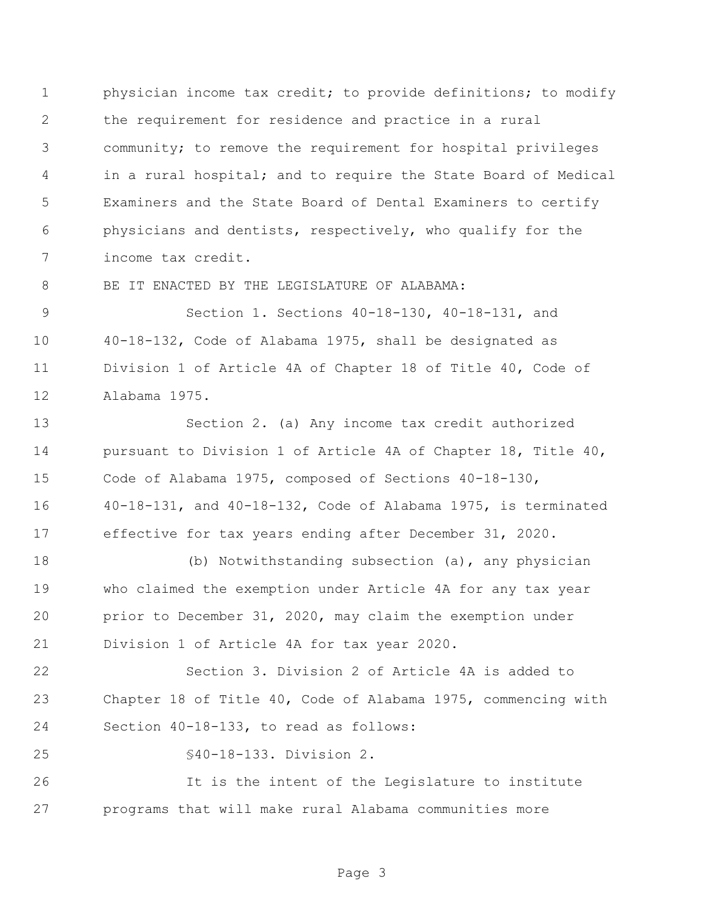physician income tax credit; to provide definitions; to modify the requirement for residence and practice in a rural community; to remove the requirement for hospital privileges in a rural hospital; and to require the State Board of Medical Examiners and the State Board of Dental Examiners to certify physicians and dentists, respectively, who qualify for the income tax credit.

BE IT ENACTED BY THE LEGISLATURE OF ALABAMA:

Section 1. Sections 40-18-130, 40-18-131, and 40-18-132, Code of Alabama 1975, shall be designated as Division 1 of Article 4A of Chapter 18 of Title 40, Code of Alabama 1975.

Section 2. (a) Any income tax credit authorized pursuant to Division 1 of Article 4A of Chapter 18, Title 40, Code of Alabama 1975, composed of Sections 40-18-130, 40-18-131, and 40-18-132, Code of Alabama 1975, is terminated effective for tax years ending after December 31, 2020.

(b) Notwithstanding subsection (a), any physician who claimed the exemption under Article 4A for any tax year prior to December 31, 2020, may claim the exemption under Division 1 of Article 4A for tax year 2020.

Section 3. Division 2 of Article 4A is added to Chapter 18 of Title 40, Code of Alabama 1975, commencing with Section 40-18-133, to read as follows:

§40-18-133. Division 2.

It is the intent of the Legislature to institute programs that will make rural Alabama communities more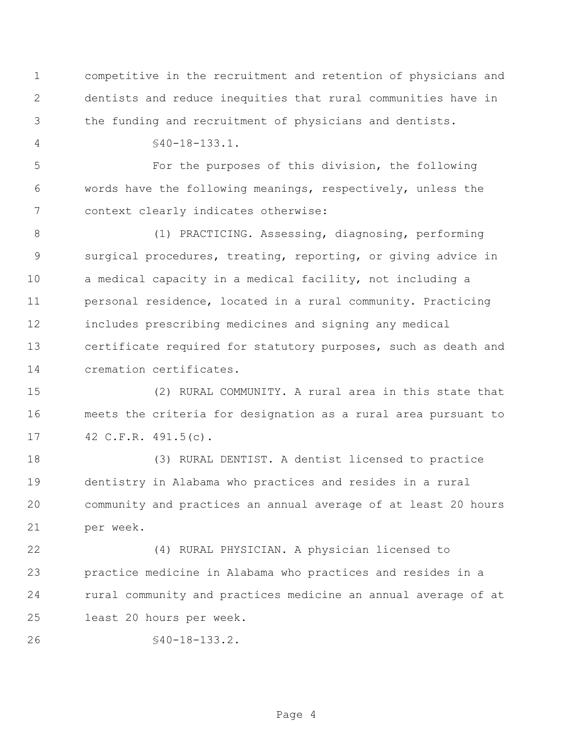competitive in the recruitment and retention of physicians and dentists and reduce inequities that rural communities have in the funding and recruitment of physicians and dentists.

§40-18-133.1.

For the purposes of this division, the following words have the following meanings, respectively, unless the context clearly indicates otherwise:

(1) PRACTICING. Assessing, diagnosing, performing surgical procedures, treating, reporting, or giving advice in a medical capacity in a medical facility, not including a personal residence, located in a rural community. Practicing includes prescribing medicines and signing any medical certificate required for statutory purposes, such as death and cremation certificates.

(2) RURAL COMMUNITY. A rural area in this state that meets the criteria for designation as a rural area pursuant to 42 C.F.R. 491.5(c).

(3) RURAL DENTIST. A dentist licensed to practice dentistry in Alabama who practices and resides in a rural community and practices an annual average of at least 20 hours per week.

(4) RURAL PHYSICIAN. A physician licensed to practice medicine in Alabama who practices and resides in a rural community and practices medicine an annual average of at least 20 hours per week.

§40-18-133.2.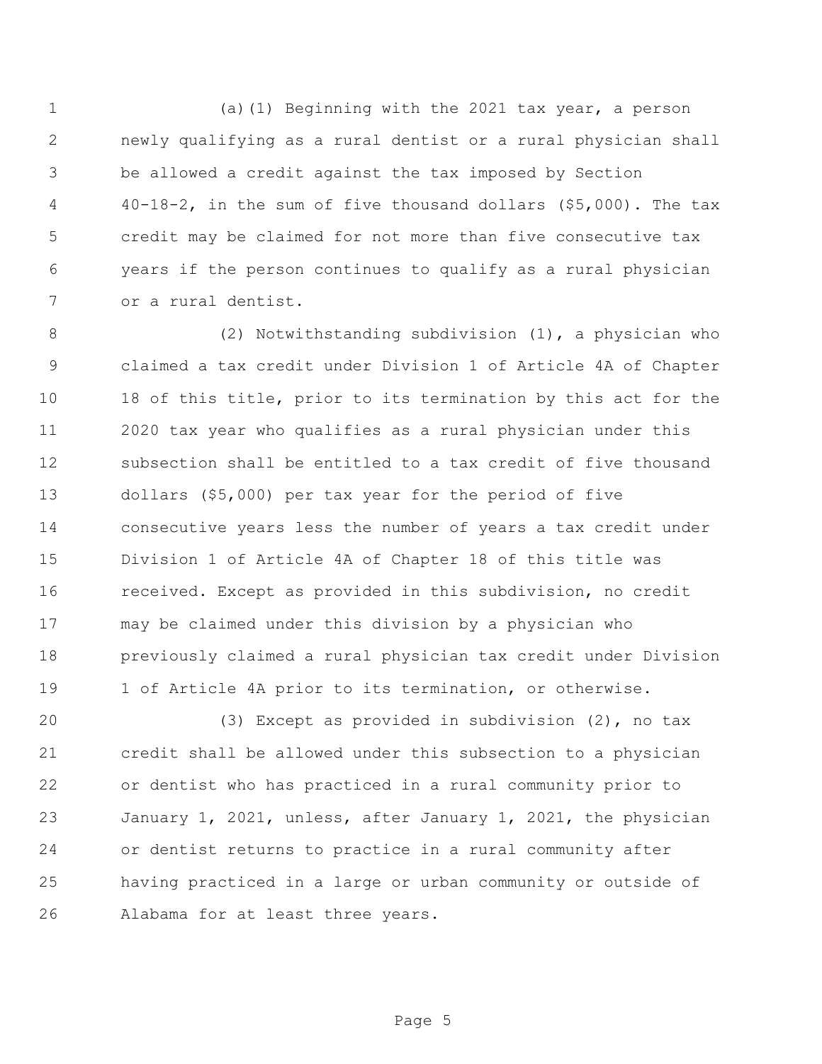(a)(1) Beginning with the 2021 tax year, a person newly qualifying as a rural dentist or a rural physician shall be allowed a credit against the tax imposed by Section 40-18-2, in the sum of five thousand dollars ($5,000). The tax credit may be claimed for not more than five consecutive tax years if the person continues to qualify as a rural physician or a rural dentist.

(2) Notwithstanding subdivision (1), a physician who claimed a tax credit under Division 1 of Article 4A of Chapter 18 of this title, prior to its termination by this act for the 2020 tax year who qualifies as a rural physician under this subsection shall be entitled to a tax credit of five thousand dollars ($5,000) per tax year for the period of five consecutive years less the number of years a tax credit under Division 1 of Article 4A of Chapter 18 of this title was received. Except as provided in this subdivision, no credit may be claimed under this division by a physician who previously claimed a rural physician tax credit under Division 1 of Article 4A prior to its termination, or otherwise.

(3) Except as provided in subdivision (2), no tax credit shall be allowed under this subsection to a physician or dentist who has practiced in a rural community prior to January 1, 2021, unless, after January 1, 2021, the physician or dentist returns to practice in a rural community after having practiced in a large or urban community or outside of Alabama for at least three years.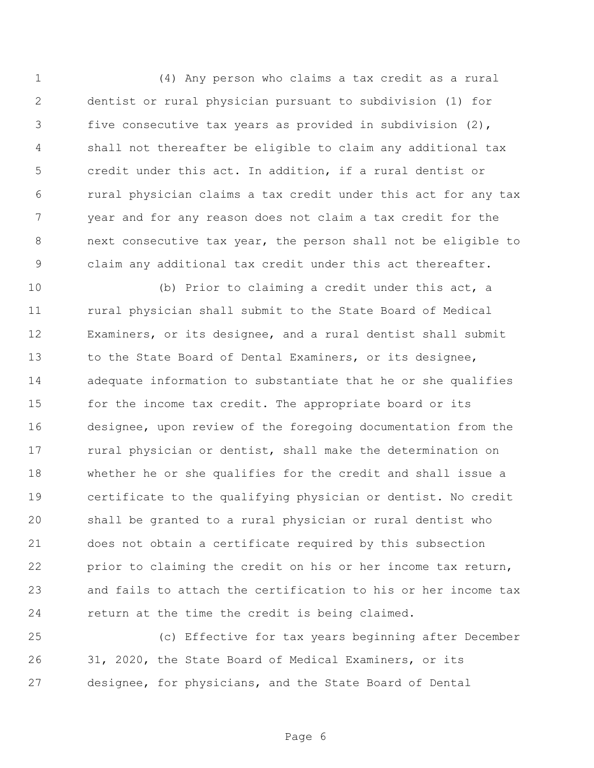(4) Any person who claims a tax credit as a rural dentist or rural physician pursuant to subdivision (1) for five consecutive tax years as provided in subdivision (2), shall not thereafter be eligible to claim any additional tax credit under this act. In addition, if a rural dentist or rural physician claims a tax credit under this act for any tax year and for any reason does not claim a tax credit for the next consecutive tax year, the person shall not be eligible to claim any additional tax credit under this act thereafter.

(b) Prior to claiming a credit under this act, a rural physician shall submit to the State Board of Medical Examiners, or its designee, and a rural dentist shall submit to the State Board of Dental Examiners, or its designee, adequate information to substantiate that he or she qualifies for the income tax credit. The appropriate board or its designee, upon review of the foregoing documentation from the rural physician or dentist, shall make the determination on whether he or she qualifies for the credit and shall issue a certificate to the qualifying physician or dentist. No credit shall be granted to a rural physician or rural dentist who does not obtain a certificate required by this subsection prior to claiming the credit on his or her income tax return, and fails to attach the certification to his or her income tax return at the time the credit is being claimed.

(c) Effective for tax years beginning after December 31, 2020, the State Board of Medical Examiners, or its designee, for physicians, and the State Board of Dental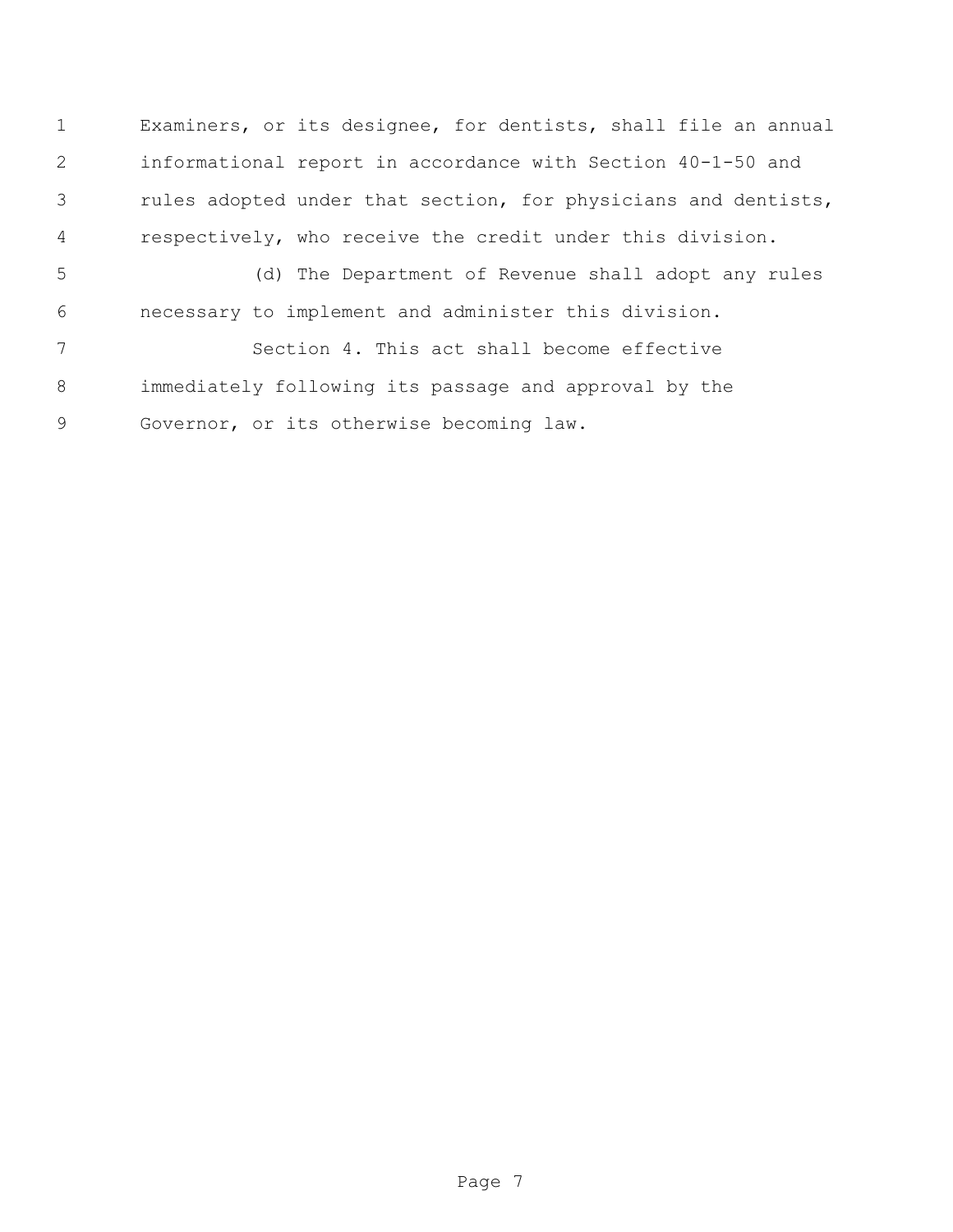Examiners, or its designee, for dentists, shall file an annual informational report in accordance with Section 40-1-50 and rules adopted under that section, for physicians and dentists, respectively, who receive the credit under this division.

(d) The Department of Revenue shall adopt any rules necessary to implement and administer this division.

Section 4. This act shall become effective immediately following its passage and approval by the Governor, or its otherwise becoming law.